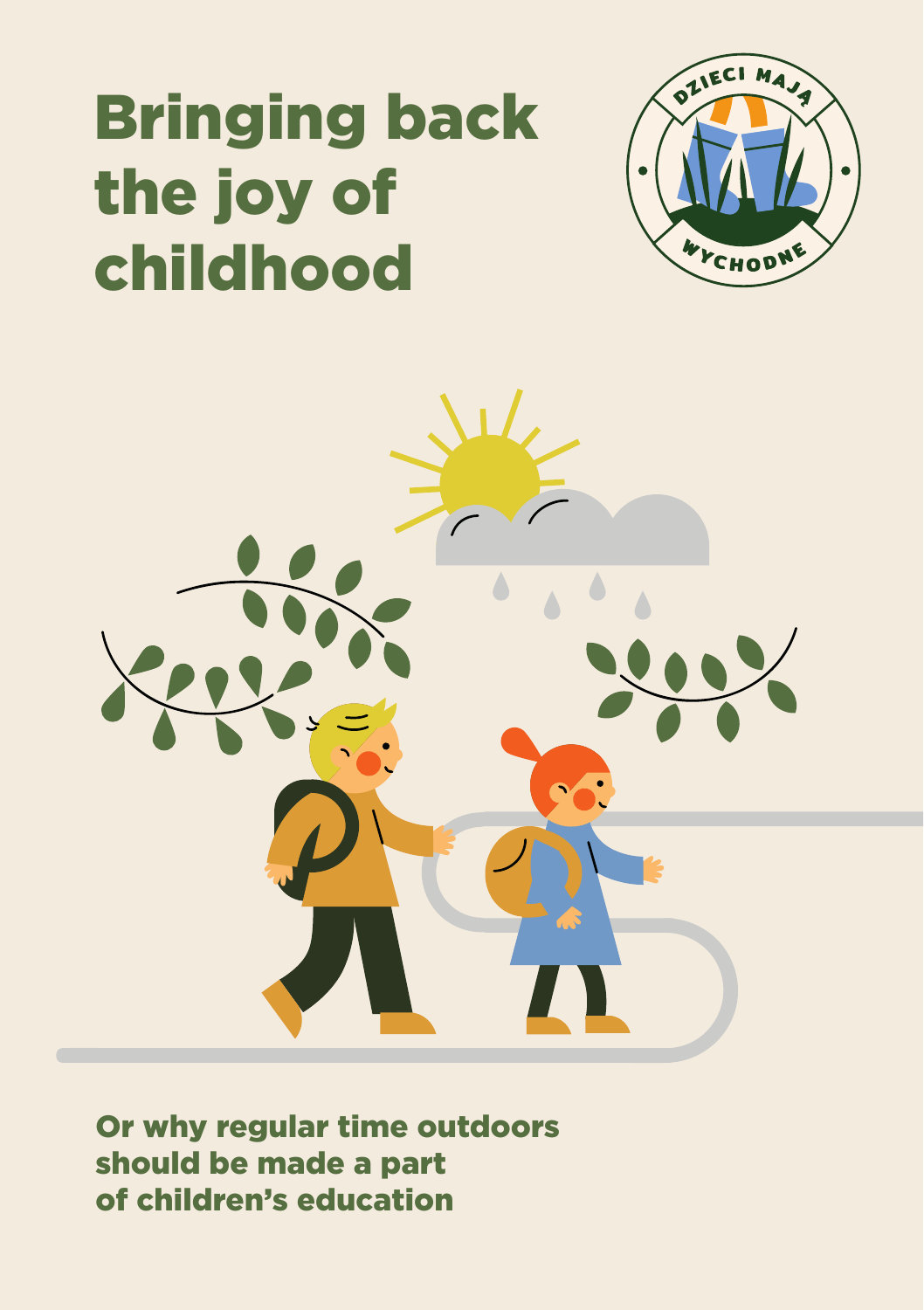# Bringing back the joy of childhood

DZIECI MAJĄ WYCHODNE

**Or why regular time outdoors should be made a part of children's education**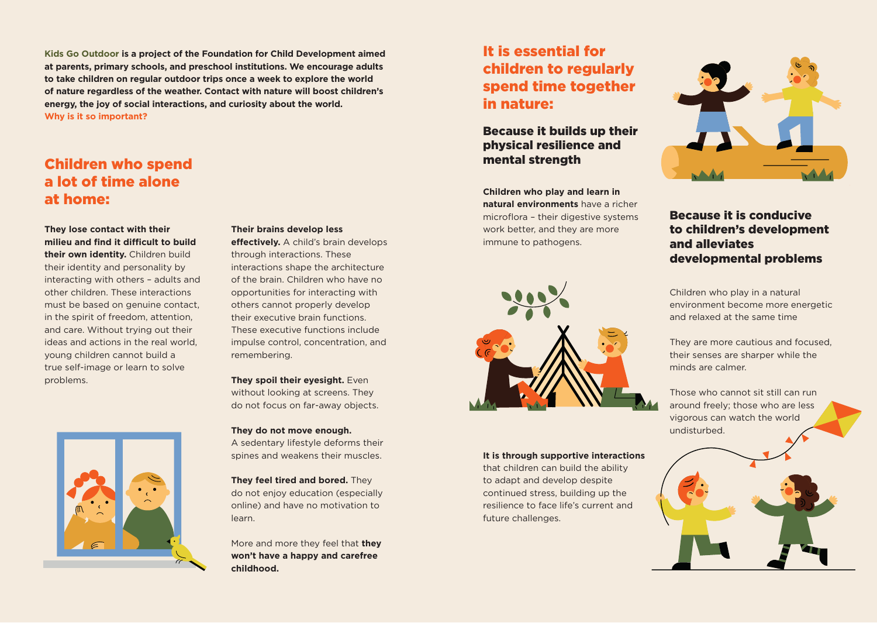**Kids Go Outdoor is a project of the Foundation for Child Development aimed at parents, primary schools, and preschool institutions. We encourage adults to take children on regular outdoor trips once a week to explore the world of nature regardless of the weather. Contact with nature will boost children's energy, the joy of social interactions, and curiosity about the world.**
**Why is it so important?**

## Children who spend a lot of time alone at home:

**They lose contact with their milieu and find it difficult to build their own identity.** Children build their identity and personality by interacting with others – adults and other children. These interactions must be based on genuine contact, in the spirit of freedom, attention, and care. Without trying out their ideas and actions in the real world, young children cannot build a true self-image or learn to solve problems.

**Their brains develop less effectively.** A child's brain develops through interactions. These interactions shape the architecture of the brain. Children who have no opportunities for interacting with others cannot properly develop their executive brain functions. These executive functions include impulse control, concentration, and remembering.

**They spoil their eyesight.** Even without looking at screens. They do not focus on far-away objects.

**They do not move enough.** A sedentary lifestyle deforms their spines and weakens their muscles.

**They feel tired and bored.** They do not enjoy education (especially online) and have no motivation to learn.

More and more they feel that **they won't have a happy and carefree childhood.**

## It is essential for children to regularly spend time together in nature:

### Because it builds up their physical resilience and mental strength

**Children who play and learn in natural environments** have a richer microflora – their digestive systems work better, and they are more immune to pathogens.

**It is through supportive interactions** that children can build the ability to adapt and develop despite continued stress, building up the resilience to face life's current and future challenges.

### Because it is conducive to children's development and alleviates developmental problems

Children who play in a natural environment become more energetic and relaxed at the same time

They are more cautious and focused, their senses are sharper while the minds are calmer.

Those who cannot sit still can run around freely; those who are less vigorous can watch the world undisturbed.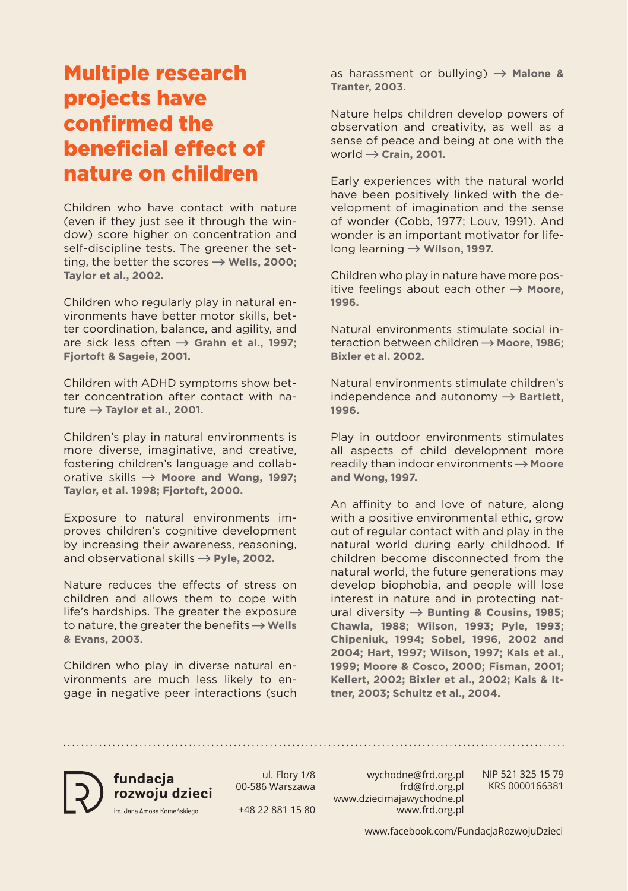# Multiple research projects have confirmed the beneficial effect of nature on children

Children who have contact with nature (even if they just see it through the window) score higher on concentration and self-discipline tests. The greener the setting, the better the scores → **Wells, 2000; Taylor et al., 2002.**

Children who regularly play in natural environments have better motor skills, better coordination, balance, and agility, and are sick less often → **Grahn et al., 1997; Fjortoft & Sageie, 2001.**

Children with ADHD symptoms show better concentration after contact with nature → **Taylor et al., 2001.**

Children's play in natural environments is more diverse, imaginative, and creative, fostering children's language and collaborative skills → **Moore and Wong, 1997; Taylor, et al. 1998; Fjortoft, 2000.**

Exposure to natural environments improves children's cognitive development by increasing their awareness, reasoning, and observational skills → **Pyle, 2002.**

Nature reduces the effects of stress on children and allows them to cope with life's hardships. The greater the exposure to nature, the greater the benefits → **Wells & Evans, 2003.**

Children who play in diverse natural environments are much less likely to engage in negative peer interactions (such as harassment or bullying) → **Malone & Tranter, 2003.**

Nature helps children develop powers of observation and creativity, as well as a sense of peace and being at one with the world → **Crain, 2001.**

Early experiences with the natural world have been positively linked with the development of imagination and the sense of wonder (Cobb, 1977; Louv, 1991). And wonder is an important motivator for lifelong learning → **Wilson, 1997.**

Children who play in nature have more positive feelings about each other → **Moore, 1996.**

Natural environments stimulate social interaction between children → **Moore, 1986; Bixler et al. 2002.**

Natural environments stimulate children's independence and autonomy → **Bartlett, 1996.**

Play in outdoor environments stimulates all aspects of child development more readily than indoor environments → **Moore and Wong, 1997.**

An affinity to and love of nature, along with a positive environmental ethic, grow out of regular contact with and play in the natural world during early childhood. If children become disconnected from the natural world, the future generations may develop biophobia, and people will lose interest in nature and in protecting natural diversity → **Bunting & Cousins, 1985; Chawla, 1988; Wilson, 1993; Pyle, 1993; Chipeniuk, 1994; Sobel, 1996, 2002 and 2004; Hart, 1997; Wilson, 1997; Kals et al., 1999; Moore & Cosco, 2000; Fisman, 2001; Kellert, 2002; Bixler et al., 2002; Kals & Ittner, 2003; Schultz et al., 2004.**

---

**fundacja rozwoju dzieci**
im. Jana Amosa Komeńskiego

ul. Flory 1/8
00-586 Warszawa

+48 22 881 15 80

wychodne@frd.org.pl
frd@frd.org.pl
www.dziecimajawychodne.pl
www.frd.org.pl

NIP 521 325 15 79
KRS 0000166381

www.facebook.com/FundacjaRozwojuDzieci